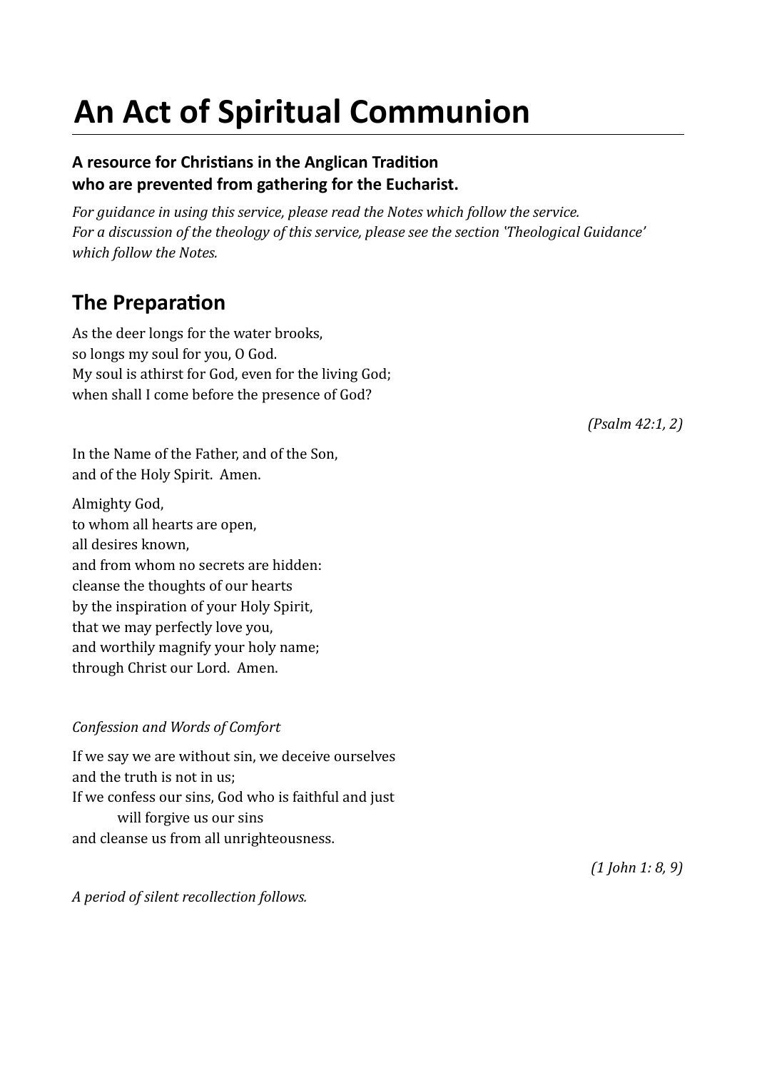# An Act of Spiritual Communion

**A resource for Christians in the Anglican Tradition who are prevented from gathering for the Eucharist.**

*For guidance in using this service, please read the Notes which follow the service. For a discussion of the theology of this service, please see the section 'Theological Guidance' which follow the Notes.*

## The Preparation

As the deer longs for the water brooks,
so longs my soul for you, O God.
My soul is athirst for God, even for the living God;
when shall I come before the presence of God?

*(Psalm 42:1, 2)*

In the Name of the Father, and of the Son,
and of the Holy Spirit. Amen.

Almighty God,
to whom all hearts are open,
all desires known,
and from whom no secrets are hidden:
cleanse the thoughts of our hearts
by the inspiration of your Holy Spirit,
that we may perfectly love you,
and worthily magnify your holy name;
through Christ our Lord. Amen.

*Confession and Words of Comfort*

If we say we are without sin, we deceive ourselves
and the truth is not in us;
If we confess our sins, God who is faithful and just
will forgive us our sins
and cleanse us from all unrighteousness.

*(1 John 1: 8, 9)*

*A period of silent recollection follows.*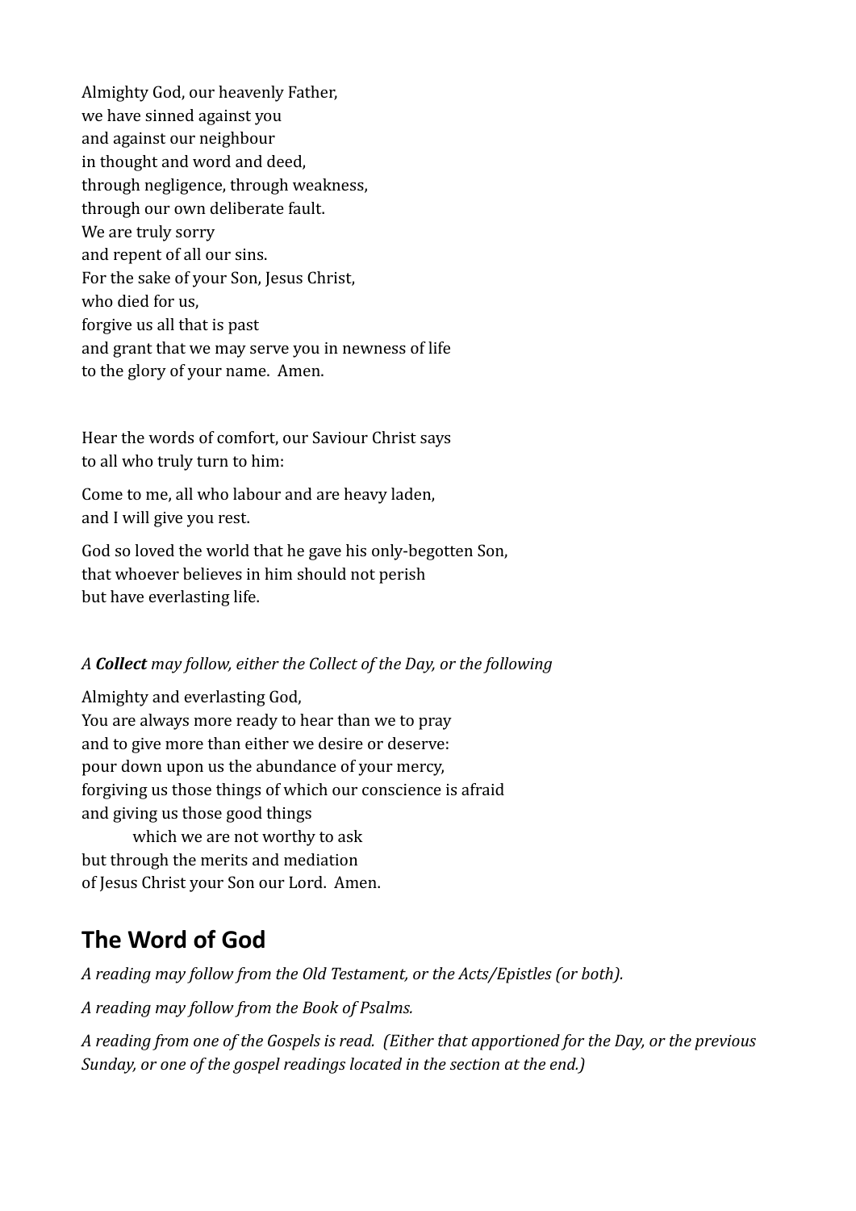Almighty God, our heavenly Father,  
we have sinned against you  
and against our neighbour  
in thought and word and deed,  
through negligence, through weakness,  
through our own deliberate fault.  
We are truly sorry  
and repent of all our sins.  
For the sake of your Son, Jesus Christ,  
who died for us,  
forgive us all that is past  
and grant that we may serve you in newness of life  
to the glory of your name.  Amen.

Hear the words of comfort, our Saviour Christ says  
to all who truly turn to him:

Come to me, all who labour and are heavy laden,  
and I will give you rest.

God so loved the world that he gave his only-begotten Son,  
that whoever believes in him should not perish  
but have everlasting life.

*A **Collect** may follow, either the Collect of the Day, or the following*

Almighty and everlasting God,  
You are always more ready to hear than we to pray  
and to give more than either we desire or deserve:  
pour down upon us the abundance of your mercy,  
forgiving us those things of which our conscience is afraid  
and giving us those good things  
    which we are not worthy to ask  
but through the merits and mediation  
of Jesus Christ your Son our Lord.  Amen.

## The Word of God

*A reading may follow from the Old Testament, or the Acts/Epistles (or both).*

*A reading may follow from the Book of Psalms.*

*A reading from one of the Gospels is read.  (Either that apportioned for the Day, or the previous Sunday, or one of the gospel readings located in the section at the end.)*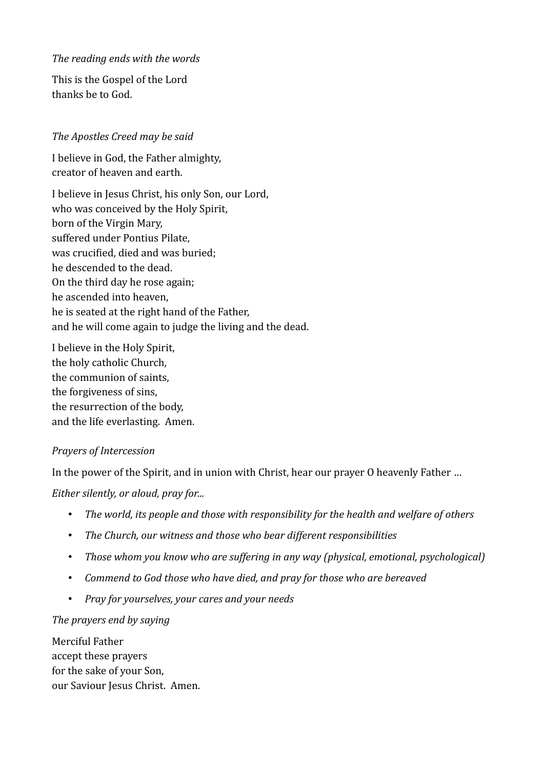*The reading ends with the words*

This is the Gospel of the Lord  
thanks be to God.

*The Apostles Creed may be said*

I believe in God, the Father almighty,  
creator of heaven and earth.

I believe in Jesus Christ, his only Son, our Lord,  
who was conceived by the Holy Spirit,  
born of the Virgin Mary,  
suffered under Pontius Pilate,  
was crucified, died and was buried;  
he descended to the dead.  
On the third day he rose again;  
he ascended into heaven,  
he is seated at the right hand of the Father,  
and he will come again to judge the living and the dead.

I believe in the Holy Spirit,  
the holy catholic Church,  
the communion of saints,  
the forgiveness of sins,  
the resurrection of the body,  
and the life everlasting. Amen.

*Prayers of Intercession*

In the power of the Spirit, and in union with Christ, hear our prayer O heavenly Father …

*Either silently, or aloud, pray for...*

- *The world, its people and those with responsibility for the health and welfare of others*
- *The Church, our witness and those who bear different responsibilities*
- *Those whom you know who are suffering in any way (physical, emotional, psychological)*
- *Commend to God those who have died, and pray for those who are bereaved*
- *Pray for yourselves, your cares and your needs*

*The prayers end by saying*

Merciful Father  
accept these prayers  
for the sake of your Son,  
our Saviour Jesus Christ. Amen.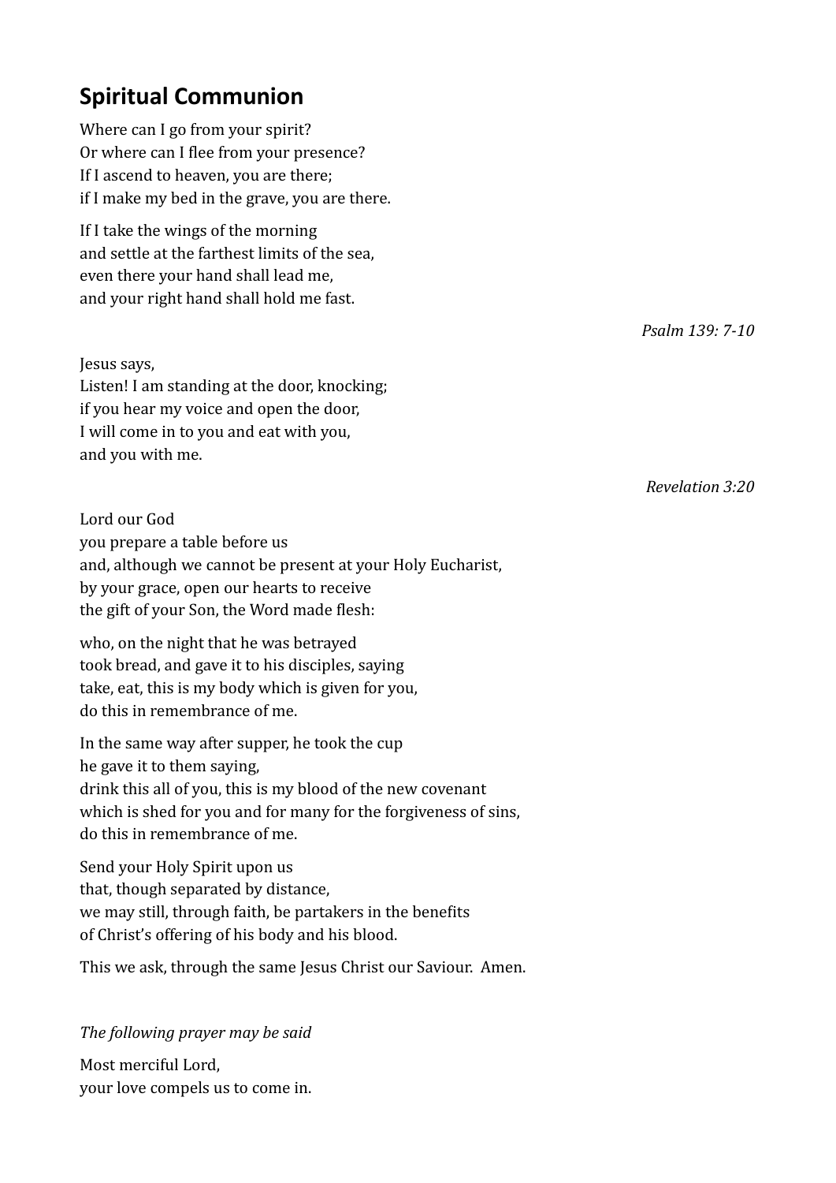## Spiritual Communion

Where can I go from your spirit?
Or where can I flee from your presence?
If I ascend to heaven, you are there;
if I make my bed in the grave, you are there.

If I take the wings of the morning
and settle at the farthest limits of the sea,
even there your hand shall lead me,
and your right hand shall hold me fast.

*Psalm 139: 7-10*

Jesus says,
Listen! I am standing at the door, knocking;
if you hear my voice and open the door,
I will come in to you and eat with you,
and you with me.

*Revelation 3:20*

Lord our God
you prepare a table before us
and, although we cannot be present at your Holy Eucharist,
by your grace, open our hearts to receive
the gift of your Son, the Word made flesh:

who, on the night that he was betrayed
took bread, and gave it to his disciples, saying
take, eat, this is my body which is given for you,
do this in remembrance of me.

In the same way after supper, he took the cup
he gave it to them saying,
drink this all of you, this is my blood of the new covenant
which is shed for you and for many for the forgiveness of sins,
do this in remembrance of me.

Send your Holy Spirit upon us
that, though separated by distance,
we may still, through faith, be partakers in the benefits
of Christ's offering of his body and his blood.

This we ask, through the same Jesus Christ our Saviour. Amen.

*The following prayer may be said*

Most merciful Lord,
your love compels us to come in.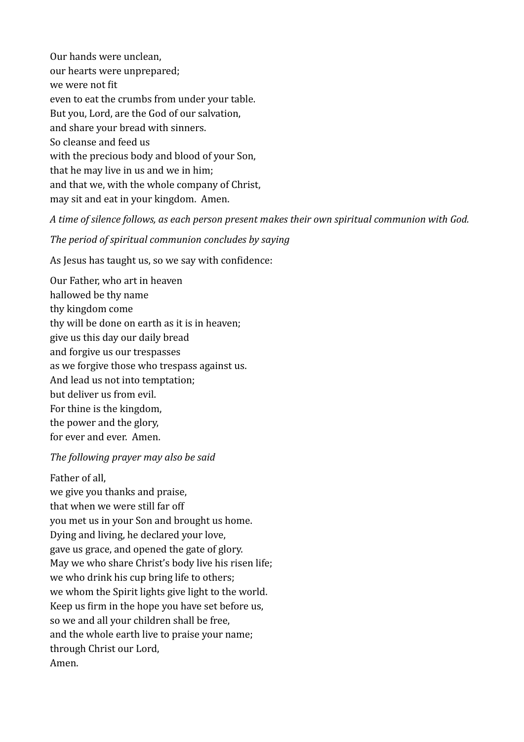Our hands were unclean,  
our hearts were unprepared;  
we were not fit  
even to eat the crumbs from under your table.  
But you, Lord, are the God of our salvation,  
and share your bread with sinners.  
So cleanse and feed us  
with the precious body and blood of your Son,  
that he may live in us and we in him;  
and that we, with the whole company of Christ,  
may sit and eat in your kingdom.  Amen.

*A time of silence follows, as each person present makes their own spiritual communion with God.*

*The period of spiritual communion concludes by saying*

As Jesus has taught us, so we say with confidence:

Our Father, who art in heaven  
hallowed be thy name  
thy kingdom come  
thy will be done on earth as it is in heaven;  
give us this day our daily bread  
and forgive us our trespasses  
as we forgive those who trespass against us.  
And lead us not into temptation;  
but deliver us from evil.  
For thine is the kingdom,  
the power and the glory,  
for ever and ever.  Amen.

*The following prayer may also be said*

Father of all,  
we give you thanks and praise,  
that when we were still far off  
you met us in your Son and brought us home.  
Dying and living, he declared your love,  
gave us grace, and opened the gate of glory.  
May we who share Christ's body live his risen life;  
we who drink his cup bring life to others;  
we whom the Spirit lights give light to the world.  
Keep us firm in the hope you have set before us,  
so we and all your children shall be free,  
and the whole earth live to praise your name;  
through Christ our Lord,  
Amen.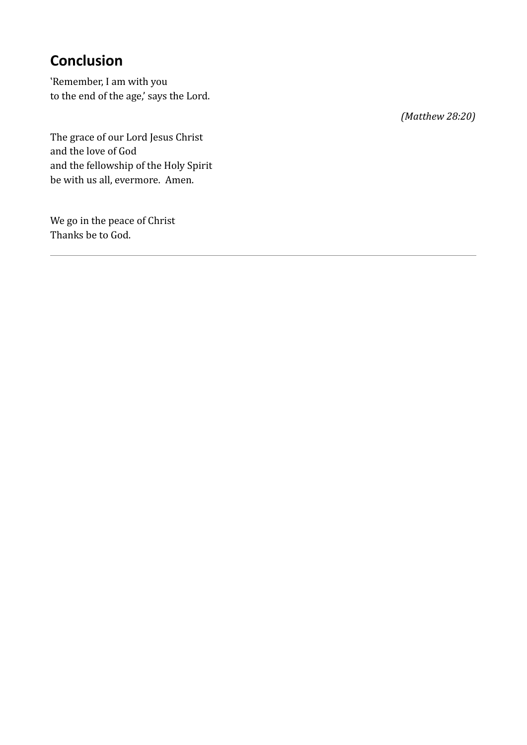## Conclusion

'Remember, I am with you
to the end of the age,' says the Lord.

*(Matthew 28:20)*

The grace of our Lord Jesus Christ
and the love of God
and the fellowship of the Holy Spirit
be with us all, evermore. Amen.

We go in the peace of Christ
Thanks be to God.

---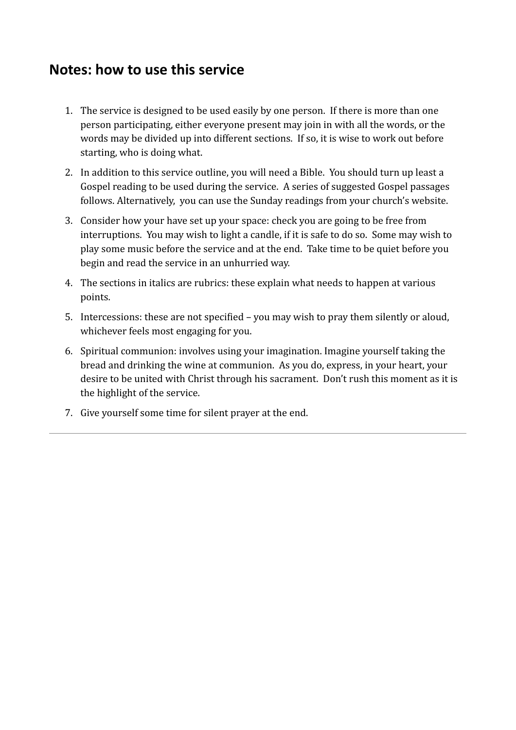## Notes: how to use this service

1. The service is designed to be used easily by one person. If there is more than one person participating, either everyone present may join in with all the words, or the words may be divided up into different sections. If so, it is wise to work out before starting, who is doing what.
2. In addition to this service outline, you will need a Bible. You should turn up least a Gospel reading to be used during the service. A series of suggested Gospel passages follows. Alternatively, you can use the Sunday readings from your church's website.
3. Consider how your have set up your space: check you are going to be free from interruptions. You may wish to light a candle, if it is safe to do so. Some may wish to play some music before the service and at the end. Take time to be quiet before you begin and read the service in an unhurried way.
4. The sections in italics are rubrics: these explain what needs to happen at various points.
5. Intercessions: these are not specified – you may wish to pray them silently or aloud, whichever feels most engaging for you.
6. Spiritual communion: involves using your imagination. Imagine yourself taking the bread and drinking the wine at communion. As you do, express, in your heart, your desire to be united with Christ through his sacrament. Don't rush this moment as it is the highlight of the service.
7. Give yourself some time for silent prayer at the end.

---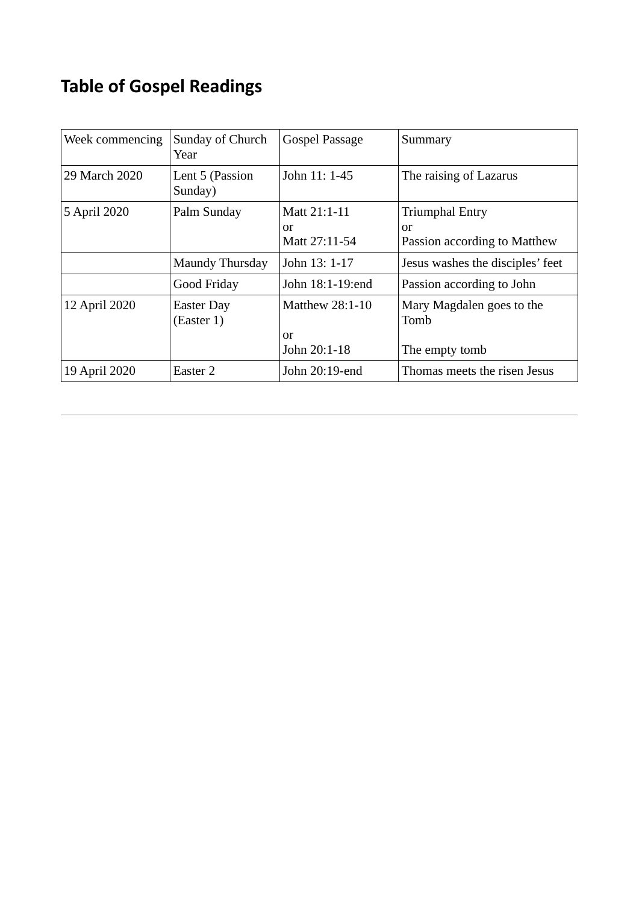## Table of Gospel Readings

| Week commencing | Sunday of Church Year | Gospel Passage | Summary |
|---|---|---|---|
| 29 March 2020 | Lent 5 (Passion Sunday) | John 11: 1-45 | The raising of Lazarus |
| 5 April 2020 | Palm Sunday | Matt 21:1-11<br>or<br>Matt 27:11-54 | Triumphal Entry<br>or<br>Passion according to Matthew |
| | Maundy Thursday | John 13: 1-17 | Jesus washes the disciples' feet |
| | Good Friday | John 18:1-19:end | Passion according to John |
| 12 April 2020 | Easter Day (Easter 1) | Matthew 28:1-10<br>or<br>John 20:1-18 | Mary Magdalen goes to the Tomb<br><br>The empty tomb |
| 19 April 2020 | Easter 2 | John 20:19-end | Thomas meets the risen Jesus |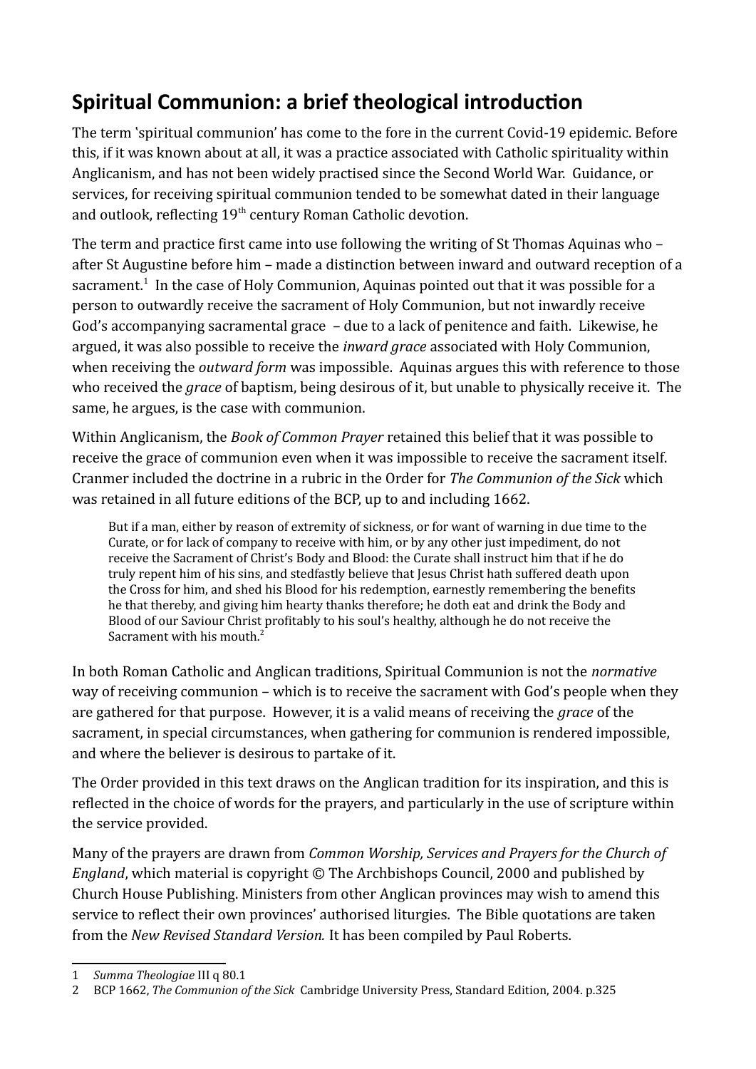## Spiritual Communion: a brief theological introduction

The term 'spiritual communion' has come to the fore in the current Covid-19 epidemic. Before this, if it was known about at all, it was a practice associated with Catholic spirituality within Anglicanism, and has not been widely practised since the Second World War. Guidance, or services, for receiving spiritual communion tended to be somewhat dated in their language and outlook, reflecting 19th century Roman Catholic devotion.

The term and practice first came into use following the writing of St Thomas Aquinas who – after St Augustine before him – made a distinction between inward and outward reception of a sacrament.[1] In the case of Holy Communion, Aquinas pointed out that it was possible for a person to outwardly receive the sacrament of Holy Communion, but not inwardly receive God's accompanying sacramental grace – due to a lack of penitence and faith. Likewise, he argued, it was also possible to receive the *inward grace* associated with Holy Communion, when receiving the *outward form* was impossible. Aquinas argues this with reference to those who received the *grace* of baptism, being desirous of it, but unable to physically receive it. The same, he argues, is the case with communion.

Within Anglicanism, the *Book of Common Prayer* retained this belief that it was possible to receive the grace of communion even when it was impossible to receive the sacrament itself. Cranmer included the doctrine in a rubric in the Order for *The Communion of the Sick* which was retained in all future editions of the BCP, up to and including 1662.

> But if a man, either by reason of extremity of sickness, or for want of warning in due time to the Curate, or for lack of company to receive with him, or by any other just impediment, do not receive the Sacrament of Christ's Body and Blood: the Curate shall instruct him that if he do truly repent him of his sins, and stedfastly believe that Jesus Christ hath suffered death upon the Cross for him, and shed his Blood for his redemption, earnestly remembering the benefits he that thereby, and giving him hearty thanks therefore; he doth eat and drink the Body and Blood of our Saviour Christ profitably to his soul's healthy, although he do not receive the Sacrament with his mouth.[2]

In both Roman Catholic and Anglican traditions, Spiritual Communion is not the *normative* way of receiving communion – which is to receive the sacrament with God's people when they are gathered for that purpose. However, it is a valid means of receiving the *grace* of the sacrament, in special circumstances, when gathering for communion is rendered impossible, and where the believer is desirous to partake of it.

The Order provided in this text draws on the Anglican tradition for its inspiration, and this is reflected in the choice of words for the prayers, and particularly in the use of scripture within the service provided.

Many of the prayers are drawn from *Common Worship, Services and Prayers for the Church of England*, which material is copyright © The Archbishops Council, 2000 and published by Church House Publishing. Ministers from other Anglican provinces may wish to amend this service to reflect their own provinces' authorised liturgies. The Bible quotations are taken from the *New Revised Standard Version.* It has been compiled by Paul Roberts.

---

1 *Summa Theologiae* III q 80.1

2 BCP 1662, *The Communion of the Sick* Cambridge University Press, Standard Edition, 2004. p.325